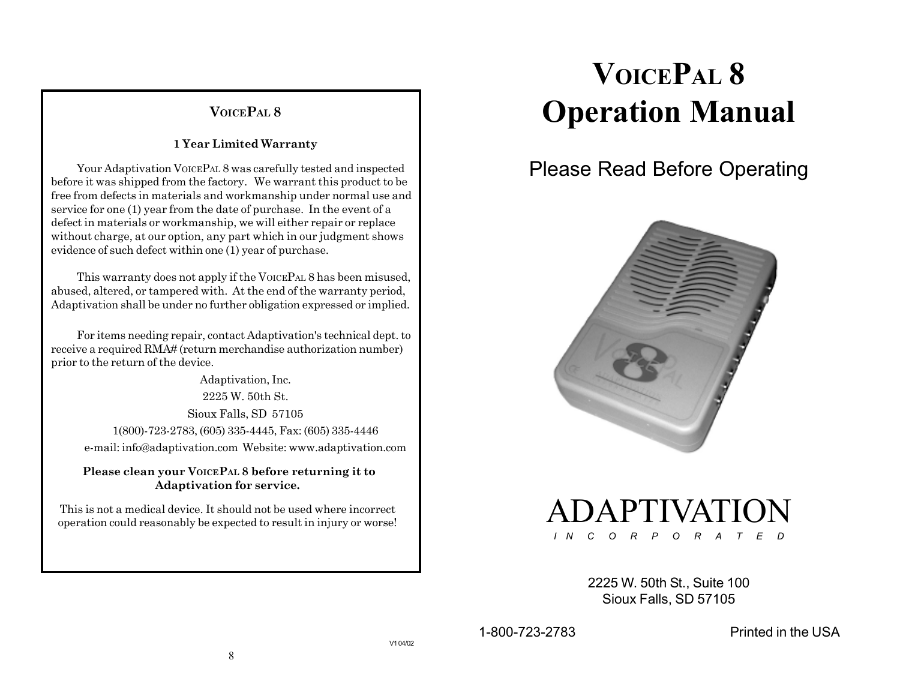## VOICEPAL 8

### 1 Year Limited Warranty

Your Adaptivation VOICEPAL 8 was carefully tested and inspected before it was shipped from the factory. We warrant this product to be free from defects in materials and workmanship under normal use and service for one (1) year from the date of purchase. In the event of a defect in materials or workmanship, we will either repair or replace without charge, at our option, any part which in our judgment shows evidence of such defect within one (1) year of purchase.

This warranty does not apply if the VOICEPAL 8 has been misused, abused, altered, or tampered with. At the end of the warranty period, Adaptivation shall be under no further obligation expressed or implied.

For items needing repair, contact Adaptivation's technical dept. to receive a required RMA# (return merchandise authorization number) prior to the return of the device.

Adaptivation, Inc.
2225 W. 50th St.
Sioux Falls, SD 57105
1(800)-723-2783, (605) 335-4445, Fax: (605) 335-4446
e-mail: info@adaptivation.com Website: www.adaptivation.com

**Please clean your VOICEPAL 8 before returning it to Adaptivation for service.**

This is not a medical device. It should not be used where incorrect operation could reasonably be expected to result in injury or worse!

V1 04/02

# VOICEPAL 8 Operation Manual

Please Read Before Operating

ADAPTIVATION
INCORPORATED

2225 W. 50th St., Suite 100
Sioux Falls, SD 57105

1-800-723-2783

Printed in the USA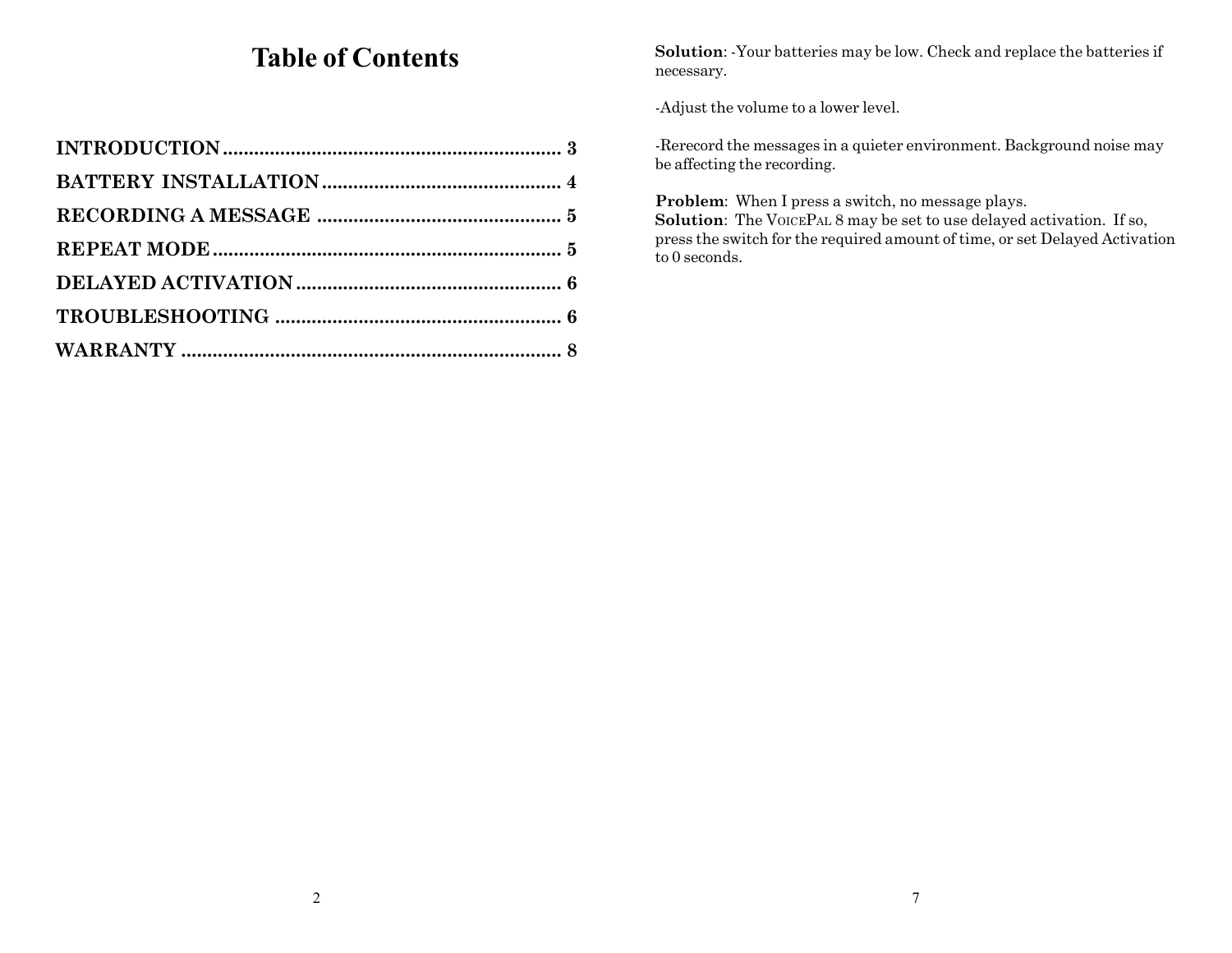# Table of Contents

INTRODUCTION ................................................................ 3

BATTERY INSTALLATION ............................................. 4

RECORDING A MESSAGE .............................................. 5

REPEAT MODE .................................................................. 5

DELAYED ACTIVATION .................................................. 6

TROUBLESHOOTING ...................................................... 6

WARRANTY ........................................................................ 8

**Solution**: -Your batteries may be low. Check and replace the batteries if necessary.

-Adjust the volume to a lower level.

-Rerecord the messages in a quieter environment. Background noise may be affecting the recording.

**Problem**: When I press a switch, no message plays.
**Solution**: The VoicePal 8 may be set to use delayed activation. If so, press the switch for the required amount of time, or set Delayed Activation to 0 seconds.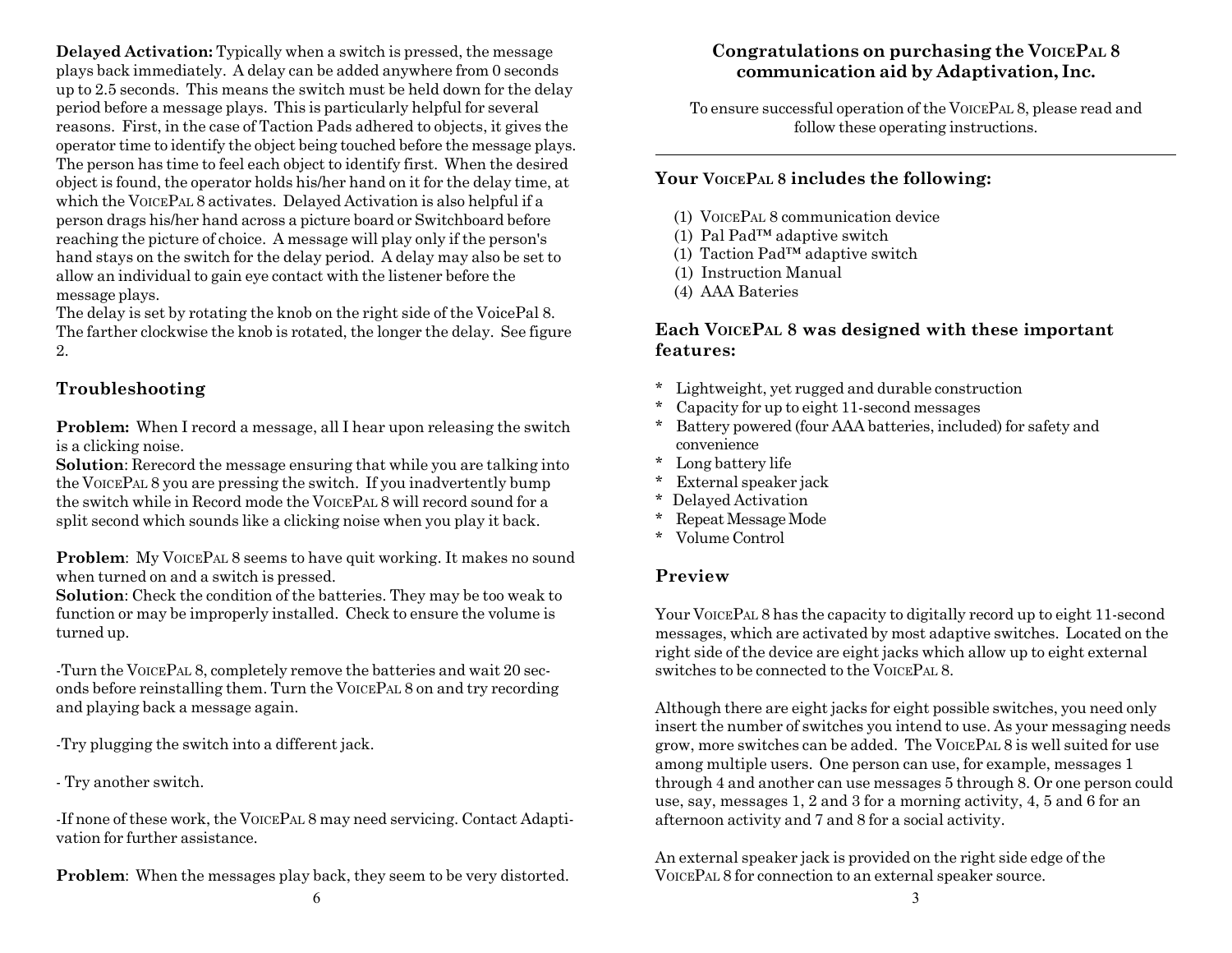**Delayed Activation:** Typically when a switch is pressed, the message plays back immediately. A delay can be added anywhere from 0 seconds up to 2.5 seconds. This means the switch must be held down for the delay period before a message plays. This is particularly helpful for several reasons. First, in the case of Taction Pads adhered to objects, it gives the operator time to identify the object being touched before the message plays. The person has time to feel each object to identify first. When the desired object is found, the operator holds his/her hand on it for the delay time, at which the VoicePal 8 activates. Delayed Activation is also helpful if a person drags his/her hand across a picture board or Switchboard before reaching the picture of choice. A message will play only if the person's hand stays on the switch for the delay period. A delay may also be set to allow an individual to gain eye contact with the listener before the message plays.
The delay is set by rotating the knob on the right side of the VoicePal 8. The farther clockwise the knob is rotated, the longer the delay. See figure 2.

## Troubleshooting

**Problem:** When I record a message, all I hear upon releasing the switch is a clicking noise.
**Solution**: Rerecord the message ensuring that while you are talking into the VoicePal 8 you are pressing the switch. If you inadvertently bump the switch while in Record mode the VoicePal 8 will record sound for a split second which sounds like a clicking noise when you play it back.

**Problem**: My VoicePal 8 seems to have quit working. It makes no sound when turned on and a switch is pressed.
**Solution**: Check the condition of the batteries. They may be too weak to function or may be improperly installed. Check to ensure the volume is turned up.

-Turn the VoicePal 8, completely remove the batteries and wait 20 seconds before reinstalling them. Turn the VoicePal 8 on and try recording and playing back a message again.

-Try plugging the switch into a different jack.

- Try another switch.

-If none of these work, the VoicePal 8 may need servicing. Contact Adaptivation for further assistance.

**Problem**: When the messages play back, they seem to be very distorted.

**Congratulations on purchasing the VoicePal 8 communication aid by Adaptivation, Inc.**

To ensure successful operation of the VoicePal 8, please read and follow these operating instructions.

---

## Your VoicePal 8 includes the following:

(1) VoicePal 8 communication device
(1) Pal Pad™ adaptive switch
(1) Taction Pad™ adaptive switch
(1) Instruction Manual
(4) AAA Bateries

## Each VoicePal 8 was designed with these important features:

* Lightweight, yet rugged and durable construction
* Capacity for up to eight 11-second messages
* Battery powered (four AAA batteries, included) for safety and convenience
* Long battery life
* External speaker jack
* Delayed Activation
* Repeat Message Mode
* Volume Control

## Preview

Your VoicePal 8 has the capacity to digitally record up to eight 11-second messages, which are activated by most adaptive switches. Located on the right side of the device are eight jacks which allow up to eight external switches to be connected to the VoicePal 8.

Although there are eight jacks for eight possible switches, you need only insert the number of switches you intend to use. As your messaging needs grow, more switches can be added. The VoicePal 8 is well suited for use among multiple users. One person can use, for example, messages 1 through 4 and another can use messages 5 through 8. Or one person could use, say, messages 1, 2 and 3 for a morning activity, 4, 5 and 6 for an afternoon activity and 7 and 8 for a social activity.

An external speaker jack is provided on the right side edge of the VoicePal 8 for connection to an external speaker source.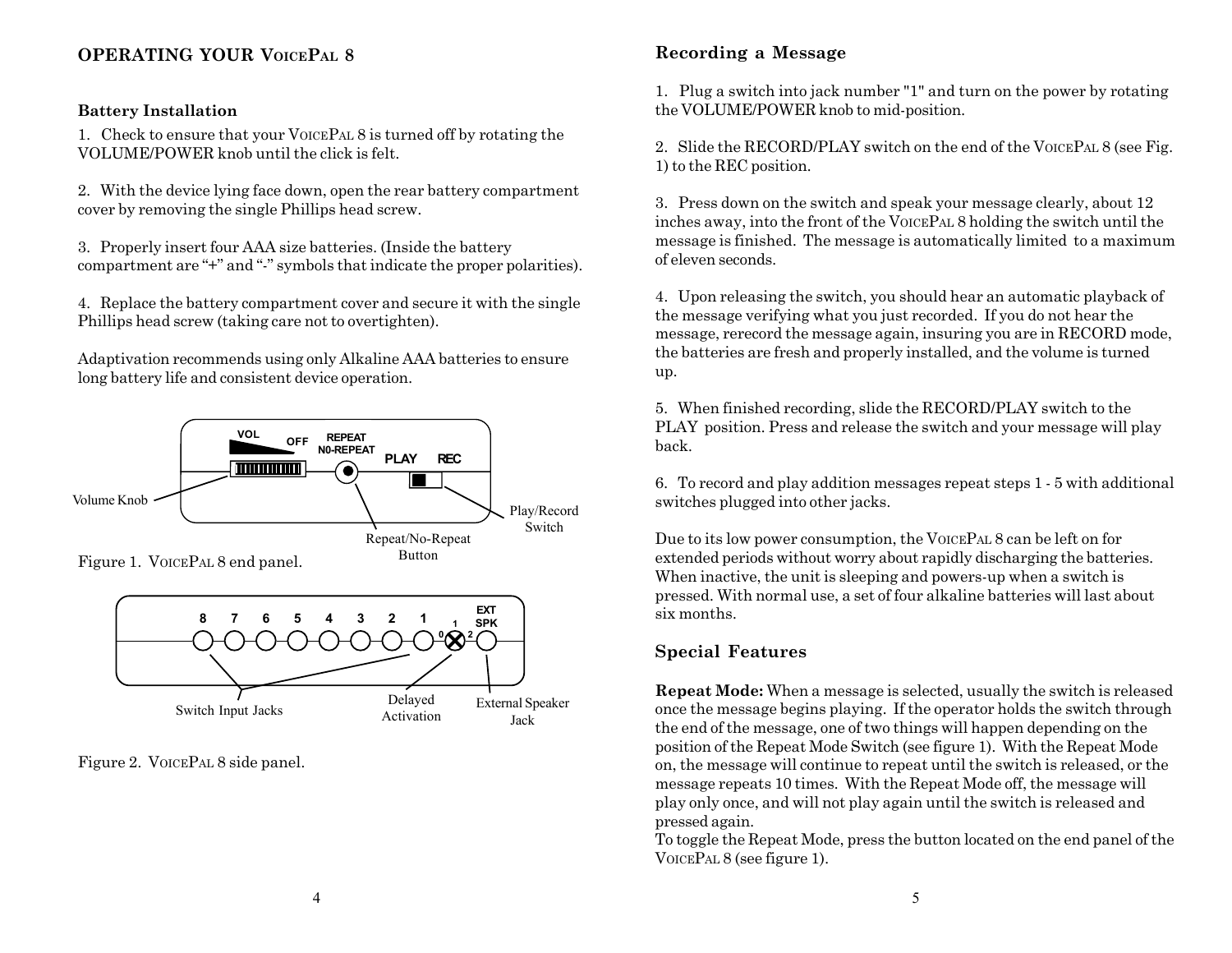## OPERATING YOUR VOICEPAL 8

### Battery Installation

1. Check to ensure that your VOICEPAL 8 is turned off by rotating the VOLUME/POWER knob until the click is felt.

2. With the device lying face down, open the rear battery compartment cover by removing the single Phillips head screw.

3. Properly insert four AAA size batteries. (Inside the battery compartment are "+" and "-" symbols that indicate the proper polarities).

4. Replace the battery compartment cover and secure it with the single Phillips head screw (taking care not to overtighten).

Adaptivation recommends using only Alkaline AAA batteries to ensure long battery life and consistent device operation.

VOL
OFF
REPEAT
N0-REPEAT
PLAY
REC
Volume Knob
Repeat/No-Repeat Button
Play/Record Switch

Figure 1. VOICEPAL 8 end panel.

8 7 6 5 4 3 2 1
0 1 2
EXT SPK
Switch Input Jacks
Delayed Activation
External Speaker Jack

Figure 2. VOICEPAL 8 side panel.

### Recording a Message

1. Plug a switch into jack number "1" and turn on the power by rotating the VOLUME/POWER knob to mid-position.

2. Slide the RECORD/PLAY switch on the end of the VOICEPAL 8 (see Fig. 1) to the REC position.

3. Press down on the switch and speak your message clearly, about 12 inches away, into the front of the VOICEPAL 8 holding the switch until the message is finished. The message is automatically limited to a maximum of eleven seconds.

4. Upon releasing the switch, you should hear an automatic playback of the message verifying what you just recorded. If you do not hear the message, rerecord the message again, insuring you are in RECORD mode, the batteries are fresh and properly installed, and the volume is turned up.

5. When finished recording, slide the RECORD/PLAY switch to the PLAY position. Press and release the switch and your message will play back.

6. To record and play addition messages repeat steps 1 - 5 with additional switches plugged into other jacks.

Due to its low power consumption, the VOICEPAL 8 can be left on for extended periods without worry about rapidly discharging the batteries. When inactive, the unit is sleeping and powers-up when a switch is pressed. With normal use, a set of four alkaline batteries will last about six months.

### Special Features

**Repeat Mode:** When a message is selected, usually the switch is released once the message begins playing. If the operator holds the switch through the end of the message, one of two things will happen depending on the position of the Repeat Mode Switch (see figure 1). With the Repeat Mode on, the message will continue to repeat until the switch is released, or the message repeats 10 times. With the Repeat Mode off, the message will play only once, and will not play again until the switch is released and pressed again.
To toggle the Repeat Mode, press the button located on the end panel of the VOICEPAL 8 (see figure 1).